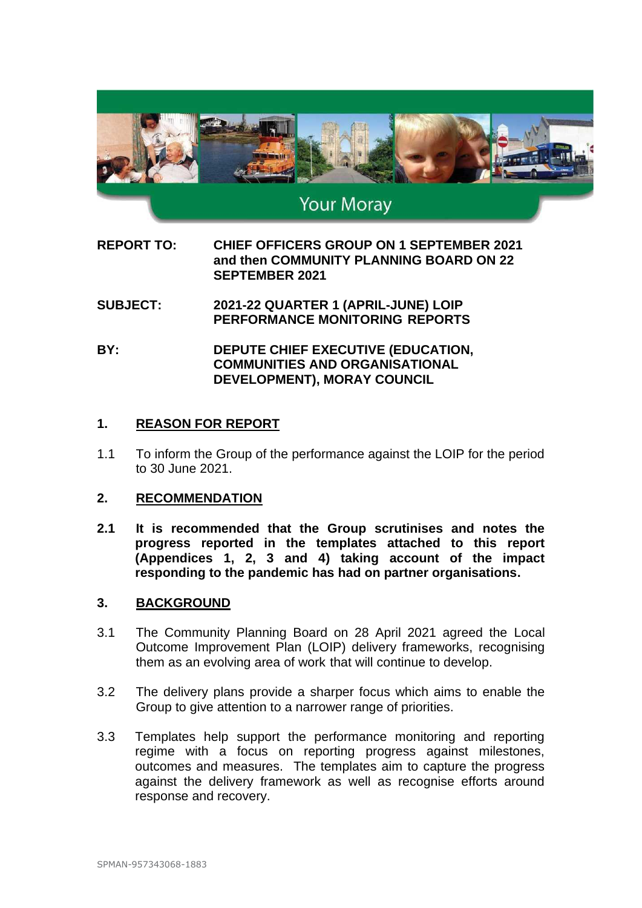Your Moray

| | |
|---|---|
| **REPORT TO:** | **CHIEF OFFICERS GROUP ON 1 SEPTEMBER 2021 and then COMMUNITY PLANNING BOARD ON 22 SEPTEMBER 2021** |
| **SUBJECT:** | **2021-22 QUARTER 1 (APRIL-JUNE) LOIP PERFORMANCE MONITORING REPORTS** |
| **BY:** | **DEPUTE CHIEF EXECUTIVE (EDUCATION, COMMUNITIES AND ORGANISATIONAL DEVELOPMENT), MORAY COUNCIL** |

## 1. REASON FOR REPORT

1.1 To inform the Group of the performance against the LOIP for the period to 30 June 2021.

## 2. RECOMMENDATION

**2.1 It is recommended that the Group scrutinises and notes the progress reported in the templates attached to this report (Appendices 1, 2, 3 and 4) taking account of the impact responding to the pandemic has had on partner organisations.**

## 3. BACKGROUND

3.1 The Community Planning Board on 28 April 2021 agreed the Local Outcome Improvement Plan (LOIP) delivery frameworks, recognising them as an evolving area of work that will continue to develop.

3.2 The delivery plans provide a sharper focus which aims to enable the Group to give attention to a narrower range of priorities.

3.3 Templates help support the performance monitoring and reporting regime with a focus on reporting progress against milestones, outcomes and measures. The templates aim to capture the progress against the delivery framework as well as recognise efforts around response and recovery.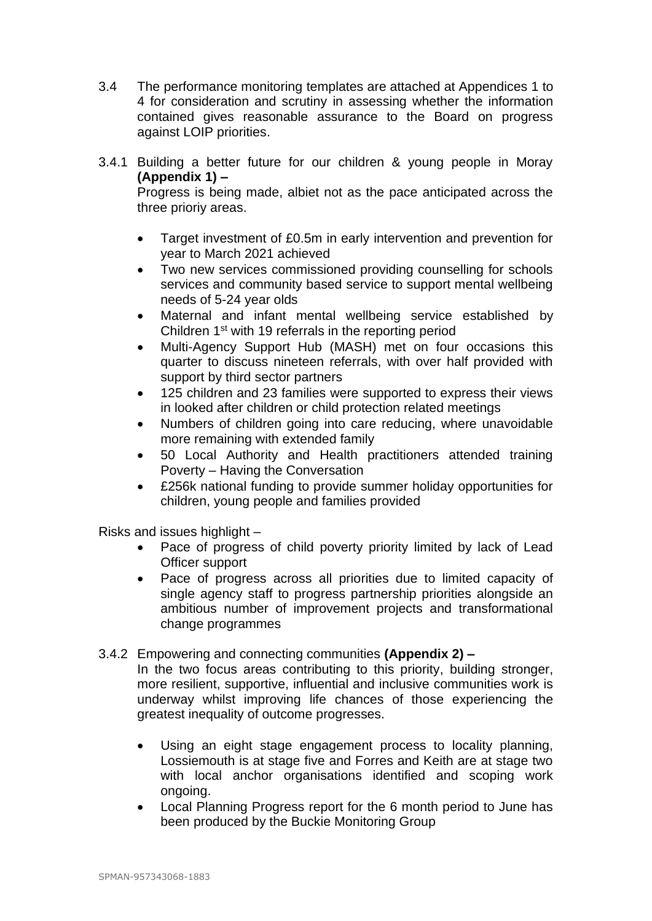3.4 The performance monitoring templates are attached at Appendices 1 to 4 for consideration and scrutiny in assessing whether the information contained gives reasonable assurance to the Board on progress against LOIP priorities.

3.4.1 Building a better future for our children & young people in Moray **(Appendix 1) –**

Progress is being made, albiet not as the pace anticipated across the three prioriy areas.

- Target investment of £0.5m in early intervention and prevention for year to March 2021 achieved
- Two new services commissioned providing counselling for schools services and community based service to support mental wellbeing needs of 5-24 year olds
- Maternal and infant mental wellbeing service established by Children 1st with 19 referrals in the reporting period
- Multi-Agency Support Hub (MASH) met on four occasions this quarter to discuss nineteen referrals, with over half provided with support by third sector partners
- 125 children and 23 families were supported to express their views in looked after children or child protection related meetings
- Numbers of children going into care reducing, where unavoidable more remaining with extended family
- 50 Local Authority and Health practitioners attended training Poverty – Having the Conversation
- £256k national funding to provide summer holiday opportunities for children, young people and families provided

Risks and issues highlight –

- Pace of progress of child poverty priority limited by lack of Lead Officer support
- Pace of progress across all priorities due to limited capacity of single agency staff to progress partnership priorities alongside an ambitious number of improvement projects and transformational change programmes

3.4.2 Empowering and connecting communities **(Appendix 2) –**

In the two focus areas contributing to this priority, building stronger, more resilient, supportive, influential and inclusive communities work is underway whilst improving life chances of those experiencing the greatest inequality of outcome progresses.

- Using an eight stage engagement process to locality planning, Lossiemouth is at stage five and Forres and Keith are at stage two with local anchor organisations identified and scoping work ongoing.
- Local Planning Progress report for the 6 month period to June has been produced by the Buckie Monitoring Group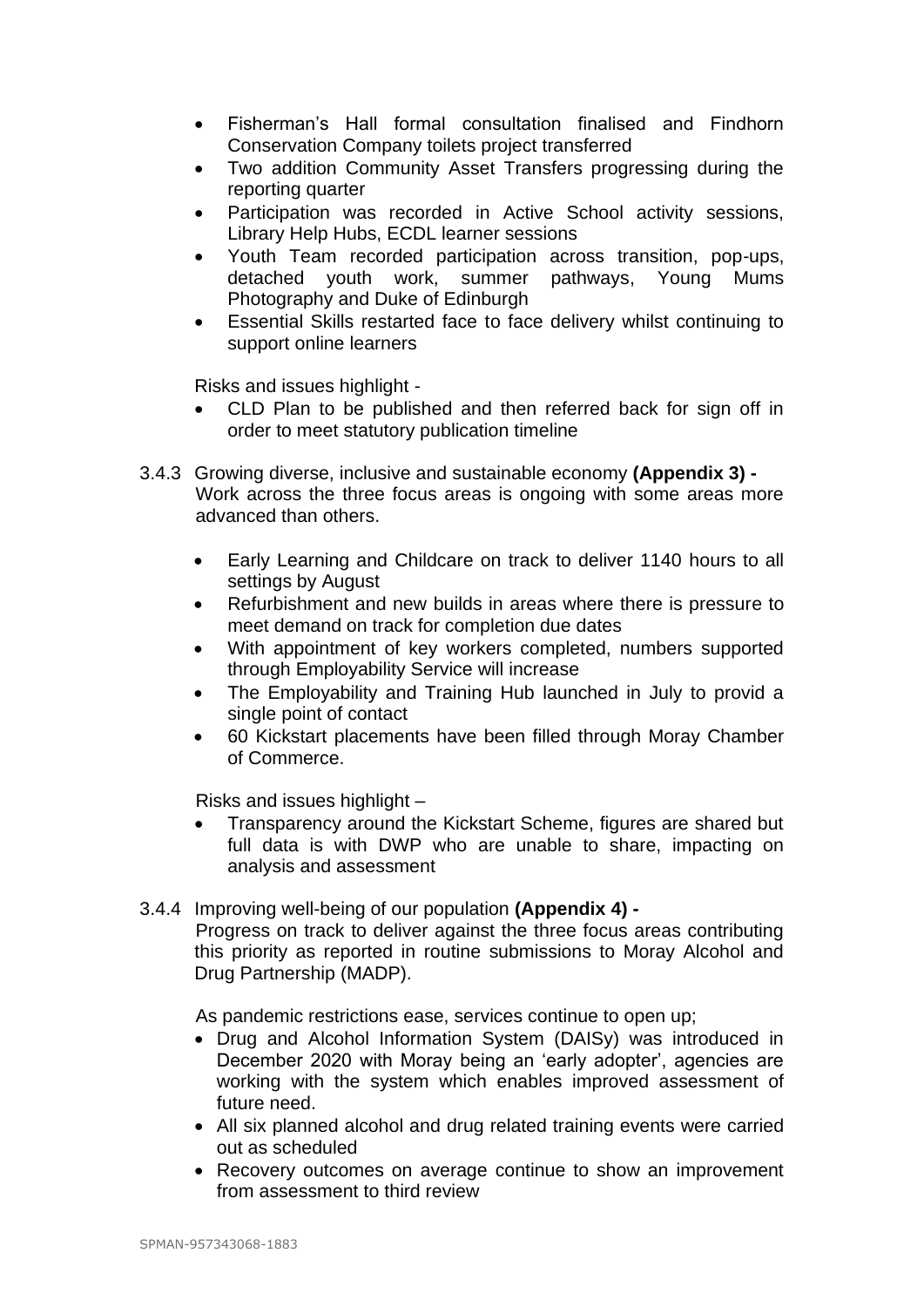- Fisherman's Hall formal consultation finalised and Findhorn Conservation Company toilets project transferred
- Two addition Community Asset Transfers progressing during the reporting quarter
- Participation was recorded in Active School activity sessions, Library Help Hubs, ECDL learner sessions
- Youth Team recorded participation across transition, pop-ups, detached youth work, summer pathways, Young Mums Photography and Duke of Edinburgh
- Essential Skills restarted face to face delivery whilst continuing to support online learners

Risks and issues highlight -

- CLD Plan to be published and then referred back for sign off in order to meet statutory publication timeline

3.4.3 Growing diverse, inclusive and sustainable economy **(Appendix 3) -** Work across the three focus areas is ongoing with some areas more advanced than others.

- Early Learning and Childcare on track to deliver 1140 hours to all settings by August
- Refurbishment and new builds in areas where there is pressure to meet demand on track for completion due dates
- With appointment of key workers completed, numbers supported through Employability Service will increase
- The Employability and Training Hub launched in July to provid a single point of contact
- 60 Kickstart placements have been filled through Moray Chamber of Commerce.

Risks and issues highlight –

- Transparency around the Kickstart Scheme, figures are shared but full data is with DWP who are unable to share, impacting on analysis and assessment

3.4.4 Improving well-being of our population **(Appendix 4) -** Progress on track to deliver against the three focus areas contributing this priority as reported in routine submissions to Moray Alcohol and Drug Partnership (MADP).

As pandemic restrictions ease, services continue to open up;

- Drug and Alcohol Information System (DAISy) was introduced in December 2020 with Moray being an 'early adopter', agencies are working with the system which enables improved assessment of future need.
- All six planned alcohol and drug related training events were carried out as scheduled
- Recovery outcomes on average continue to show an improvement from assessment to third review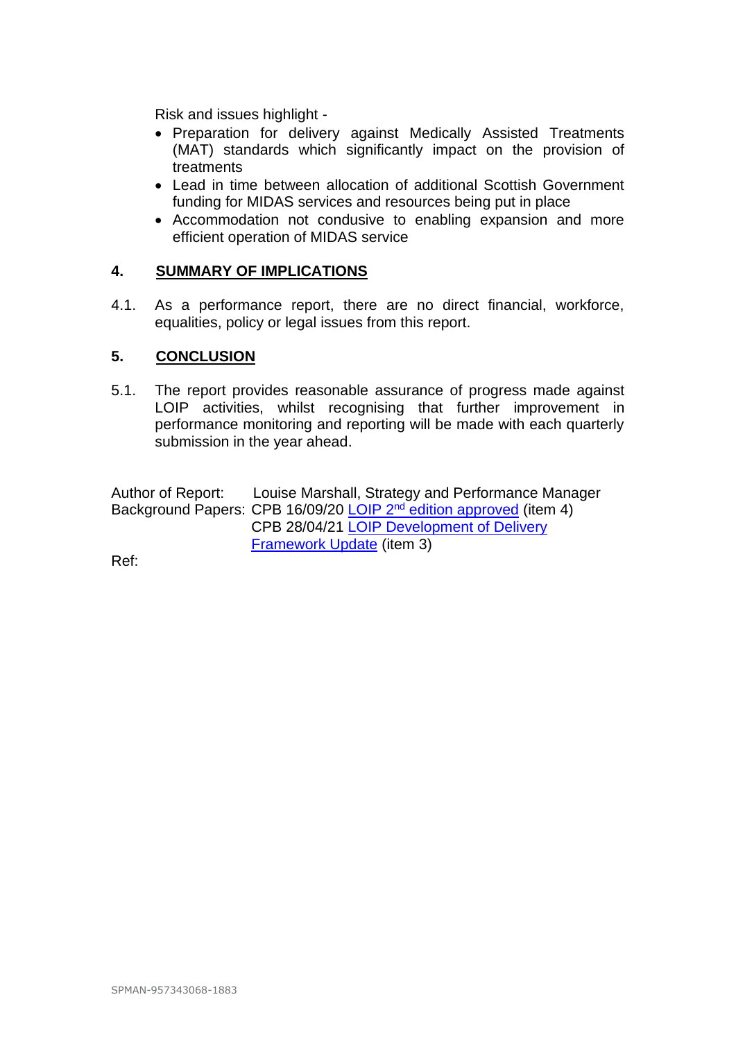Risk and issues highlight -

- Preparation for delivery against Medically Assisted Treatments (MAT) standards which significantly impact on the provision of treatments
- Lead in time between allocation of additional Scottish Government funding for MIDAS services and resources being put in place
- Accommodation not condusive to enabling expansion and more efficient operation of MIDAS service

## 4. SUMMARY OF IMPLICATIONS

4.1. As a performance report, there are no direct financial, workforce, equalities, policy or legal issues from this report.

## 5. CONCLUSION

5.1. The report provides reasonable assurance of progress made against LOIP activities, whilst recognising that further improvement in performance monitoring and reporting will be made with each quarterly submission in the year ahead.

Author of Report: Louise Marshall, Strategy and Performance Manager
Background Papers: CPB 16/09/20 LOIP 2nd edition approved (item 4)
CPB 28/04/21 LOIP Development of Delivery Framework Update (item 3)

Ref:

SPMAN-957343068-1883